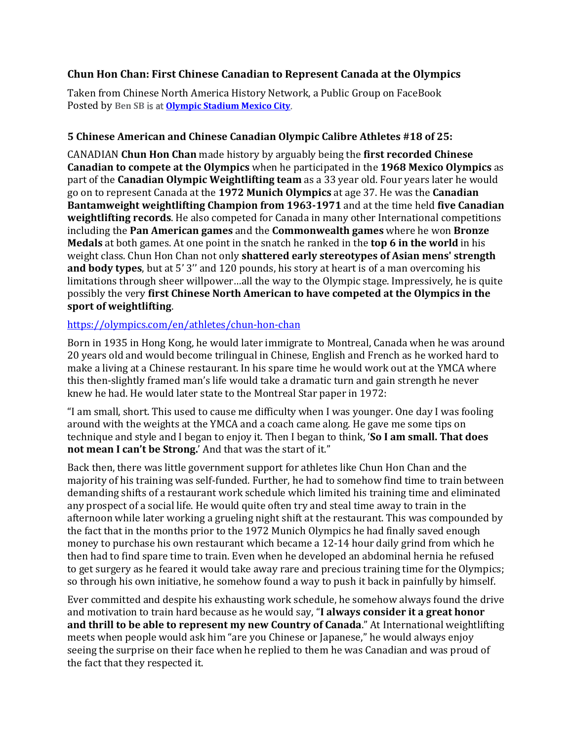### Chun Hon Chan: First Chinese Canadian to Represent Canada at the Olympics

Taken from Chinese North America History Network, a Public Group on FaceBook
Posted by **Ben SB is at [Olympic Stadium Mexico City](#)**.

### 5 Chinese American and Chinese Canadian Olympic Calibre Athletes #18 of 25:

CANADIAN **Chun Hon Chan** made history by arguably being the **first recorded Chinese Canadian to compete at the Olympics** when he participated in the **1968 Mexico Olympics** as part of the **Canadian Olympic Weightlifting team** as a 33 year old. Four years later he would go on to represent Canada at the **1972 Munich Olympics** at age 37. He was the **Canadian Bantamweight weightlifting Champion from 1963-1971** and at the time held **five Canadian weightlifting records**. He also competed for Canada in many other International competitions including the **Pan American games** and the **Commonwealth games** where he won **Bronze Medals** at both games. At one point in the snatch he ranked in the **top 6 in the world** in his weight class. Chun Hon Chan not only **shattered early stereotypes of Asian mens' strength and body types**, but at 5' 3'' and 120 pounds, his story at heart is of a man overcoming his limitations through sheer willpower…all the way to the Olympic stage. Impressively, he is quite possibly the very **first Chinese North American to have competed at the Olympics in the sport of weightlifting**.

https://olympics.com/en/athletes/chun-hon-chan

Born in 1935 in Hong Kong, he would later immigrate to Montreal, Canada when he was around 20 years old and would become trilingual in Chinese, English and French as he worked hard to make a living at a Chinese restaurant. In his spare time he would work out at the YMCA where this then-slightly framed man's life would take a dramatic turn and gain strength he never knew he had. He would later state to the Montreal Star paper in 1972:

"I am small, short. This used to cause me difficulty when I was younger. One day I was fooling around with the weights at the YMCA and a coach came along. He gave me some tips on technique and style and I began to enjoy it. Then I began to think, '**So I am small. That does not mean I can't be Strong.**' And that was the start of it."

Back then, there was little government support for athletes like Chun Hon Chan and the majority of his training was self-funded. Further, he had to somehow find time to train between demanding shifts of a restaurant work schedule which limited his training time and eliminated any prospect of a social life. He would quite often try and steal time away to train in the afternoon while later working a grueling night shift at the restaurant. This was compounded by the fact that in the months prior to the 1972 Munich Olympics he had finally saved enough money to purchase his own restaurant which became a 12-14 hour daily grind from which he then had to find spare time to train. Even when he developed an abdominal hernia he refused to get surgery as he feared it would take away rare and precious training time for the Olympics; so through his own initiative, he somehow found a way to push it back in painfully by himself.

Ever committed and despite his exhausting work schedule, he somehow always found the drive and motivation to train hard because as he would say, "**I always consider it a great honor and thrill to be able to represent my new Country of Canada**." At International weightlifting meets when people would ask him "are you Chinese or Japanese," he would always enjoy seeing the surprise on their face when he replied to them he was Canadian and was proud of the fact that they respected it.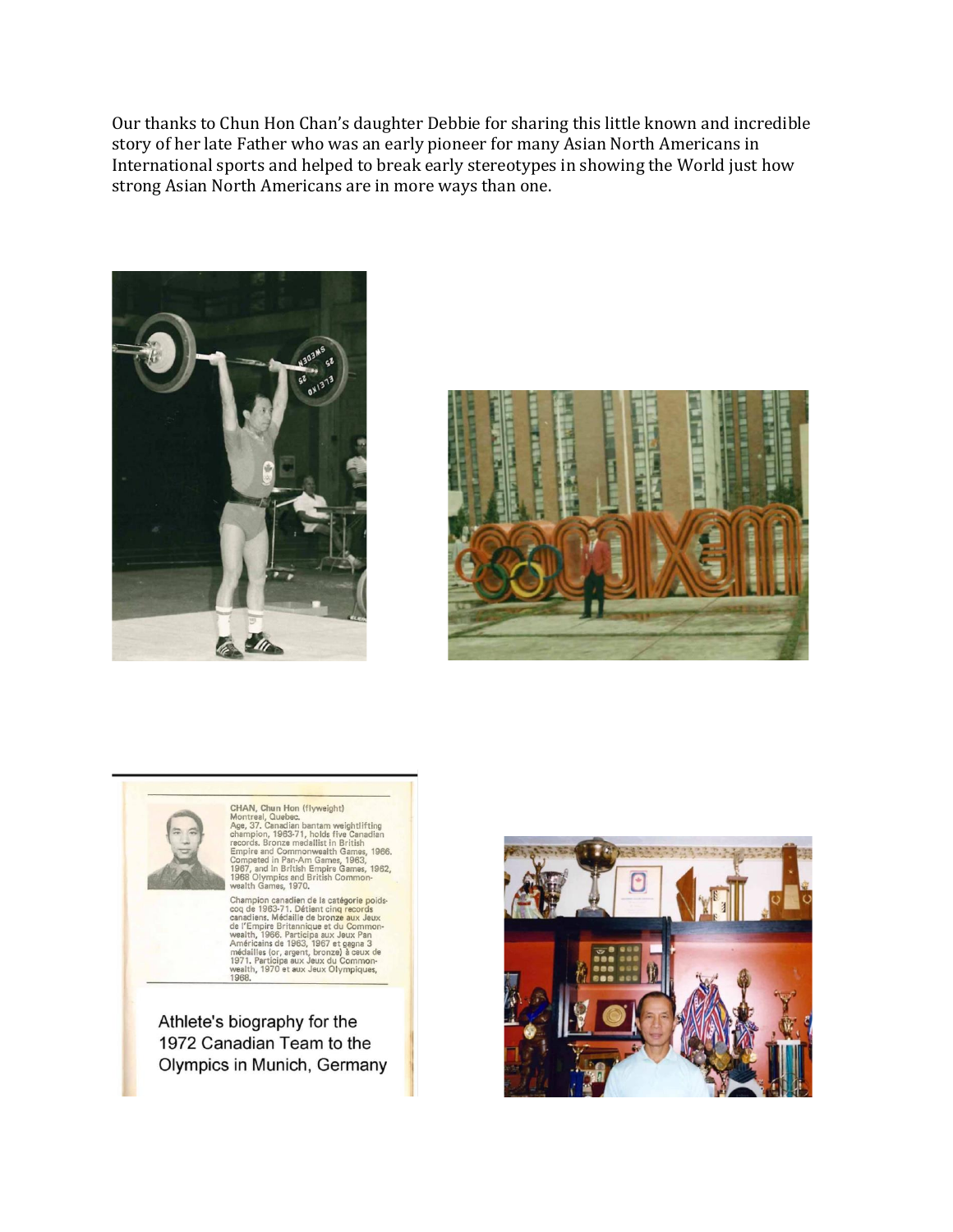Our thanks to Chun Hon Chan's daughter Debbie for sharing this little known and incredible story of her late Father who was an early pioneer for many Asian North Americans in International sports and helped to break early stereotypes in showing the World just how strong Asian North Americans are in more ways than one.

CHAN, Chun Hon (flyweight)
Montreal, Quebec.
Age, 37. Canadian bantam weightlifting champion, 1963-71, holds five Canadian records. Bronze medallist in British Empire and Commonwealth Games, 1966. Competed in Pan-Am Games, 1963, 1967, and in British Empire Games, 1962, 1968 Olympics and British Commonwealth Games, 1970.

Champion canadien de la catégorie poids-coq de 1963-71. Détient cinq records canadiens. Médaille de bronze aux Jeux de l'Empire Britannique et du Commonwealth, 1966. Participa aux Jeux Pan Américains de 1963, 1967 et gagna 3 médailles (or, argent, bronze) à ceux de 1971. Participa aux Jeux du Commonwealth, 1970 et aux Jeux Olympiques, 1968.

Athlete's biography for the 1972 Canadian Team to the Olympics in Munich, Germany